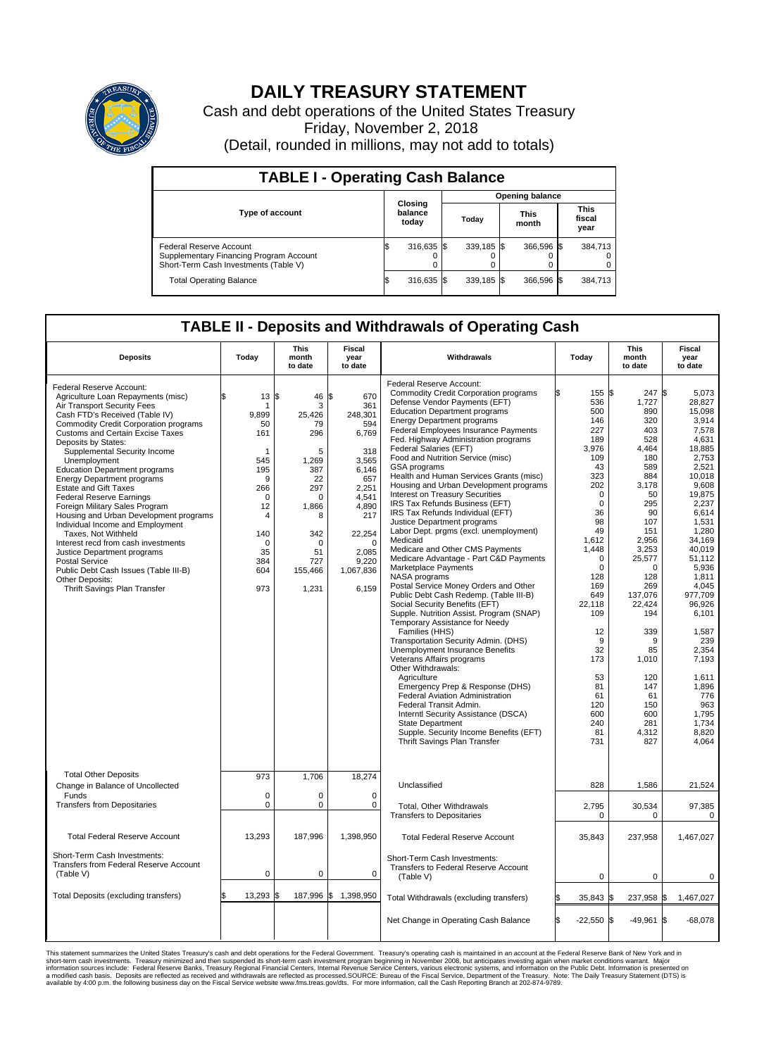# DAILY TREASURY STATEMENT

Cash and debt operations of the United States Treasury

Friday, November 2, 2018

(Detail, rounded in millions, may not add to totals)

## TABLE I - Operating Cash Balance

| Type of account | Closing balance today | Opening balance Today | Opening balance This month | Opening balance This fiscal year |
|---|---|---|---|---|
| Federal Reserve Account | $ 316,635 | $ 339,185 | $ 366,596 | $ 384,713 |
| Supplementary Financing Program Account | 0 | 0 | 0 | 0 |
| Short-Term Cash Investments (Table V) | 0 | 0 | 0 | 0 |
| Total Operating Balance | $ 316,635 | $ 339,185 | $ 366,596 | $ 384,713 |

## TABLE II - Deposits and Withdrawals of Operating Cash

| Deposits | Today | This month to date | Fiscal year to date |
|---|---|---|---|
| Federal Reserve Account: | | | |
| Agriculture Loan Repayments (misc) | $ 13 | $ 46 | $ 670 |
| Air Transport Security Fees | 1 | 3 | 361 |
| Cash FTD's Received (Table IV) | 9,899 | 25,426 | 248,301 |
| Commodity Credit Corporation programs | 50 | 79 | 594 |
| Customs and Certain Excise Taxes | 161 | 296 | 6,769 |
| Deposits by States: | | | |
| Supplemental Security Income | 1 | 5 | 318 |
| Unemployment | 545 | 1,269 | 3,565 |
| Education Department programs | 195 | 387 | 6,146 |
| Energy Department programs | 9 | 22 | 657 |
| Estate and Gift Taxes | 266 | 297 | 2,251 |
| Federal Reserve Earnings | 0 | 0 | 4,541 |
| Foreign Military Sales Program | 12 | 1,866 | 4,890 |
| Housing and Urban Development programs | 4 | 8 | 217 |
| Individual Income and Employment Taxes, Not Withheld | 140 | 342 | 22,254 |
| Interest recd from cash investments | 0 | 0 | 0 |
| Justice Department programs | 35 | 51 | 2,085 |
| Postal Service | 384 | 727 | 9,220 |
| Public Debt Cash Issues (Table III-B) | 604 | 155,466 | 1,067,836 |
| Other Deposits: | | | |
| Thrift Savings Plan Transfer | 973 | 1,231 | 6,159 |
| Total Other Deposits | 973 | 1,706 | 18,274 |
| Change in Balance of Uncollected Funds | 0 | 0 | 0 |
| Transfers from Depositaries | 0 | 0 | 0 |
| Total Federal Reserve Account | 13,293 | 187,996 | 1,398,950 |
| Short-Term Cash Investments: Transfers from Federal Reserve Account (Table V) | 0 | 0 | 0 |
| Total Deposits (excluding transfers) | $ 13,293 | $ 187,996 | $ 1,398,950 |

| Withdrawals | Today | This month to date | Fiscal year to date |
|---|---|---|---|
| Federal Reserve Account: | | | |
| Commodity Credit Corporation programs | $ 155 | $ 247 | $ 5,073 |
| Defense Vendor Payments (EFT) | 536 | 1,727 | 28,827 |
| Education Department programs | 500 | 890 | 15,098 |
| Energy Department programs | 146 | 320 | 3,914 |
| Federal Employees Insurance Payments | 227 | 403 | 7,578 |
| Fed. Highway Administration programs | 189 | 528 | 4,631 |
| Federal Salaries (EFT) | 3,976 | 4,464 | 18,885 |
| Food and Nutrition Service (misc) | 109 | 180 | 2,753 |
| GSA programs | 43 | 589 | 2,521 |
| Health and Human Services Grants (misc) | 323 | 884 | 10,018 |
| Housing and Urban Development programs | 202 | 3,178 | 9,608 |
| Interest on Treasury Securities | 0 | 50 | 19,875 |
| IRS Tax Refunds Business (EFT) | 0 | 295 | 2,237 |
| IRS Tax Refunds Individual (EFT) | 36 | 90 | 6,614 |
| Justice Department programs | 98 | 107 | 1,531 |
| Labor Dept. prgms (excl. unemployment) | 49 | 151 | 1,280 |
| Medicaid | 1,612 | 2,956 | 34,169 |
| Medicare and Other CMS Payments | 1,448 | 3,253 | 40,019 |
| Medicare Advantage - Part C&D Payments | 0 | 25,577 | 51,112 |
| Marketplace Payments | 0 | 0 | 5,936 |
| NASA programs | 128 | 128 | 1,811 |
| Postal Service Money Orders and Other | 169 | 269 | 4,045 |
| Public Debt Cash Redemp. (Table III-B) | 649 | 137,076 | 977,709 |
| Social Security Benefits (EFT) | 22,118 | 22,424 | 96,926 |
| Supple. Nutrition Assist. Program (SNAP) | 109 | 194 | 6,101 |
| Temporary Assistance for Needy Families (HHS) | 12 | 339 | 1,587 |
| Transportation Security Admin. (DHS) | 9 | 9 | 239 |
| Unemployment Insurance Benefits | 32 | 85 | 2,354 |
| Veterans Affairs programs | 173 | 1,010 | 7,193 |
| Other Withdrawals: | | | |
| Agriculture | 53 | 120 | 1,611 |
| Emergency Prep & Response (DHS) | 81 | 147 | 1,896 |
| Federal Aviation Administration | 61 | 61 | 776 |
| Federal Transit Admin. | 120 | 150 | 963 |
| Interntl Security Assistance (DSCA) | 600 | 600 | 1,795 |
| State Department | 240 | 281 | 1,734 |
| Supple. Security Income Benefits (EFT) | 81 | 4,312 | 8,820 |
| Thrift Savings Plan Transfer | 731 | 827 | 4,064 |
| Unclassified | 828 | 1,586 | 21,524 |
| Total, Other Withdrawals | 2,795 | 30,534 | 97,385 |
| Transfers to Depositaries | 0 | 0 | 0 |
| Total Federal Reserve Account | 35,843 | 237,958 | 1,467,027 |
| Short-Term Cash Investments: Transfers to Federal Reserve Account (Table V) | 0 | 0 | 0 |
| Total Withdrawals (excluding transfers) | $ 35,843 | $ 237,958 | $ 1,467,027 |
| Net Change in Operating Cash Balance | $ -22,550 | $ -49,961 | $ -68,078 |

This statement summarizes the United States Treasury's cash and debt operations for the Federal Government. Treasury's operating cash is maintained in an account at the Federal Reserve Bank of New York and in short-term cash investments. Treasury minimized and then suspended its short-term cash investment program beginning in November 2008, but anticipates investing again when market conditions warrant. Major information sources include: Federal Reserve Banks, Treasury Regional Financial Centers, Internal Revenue Service Centers, various electronic systems, and information on the Public Debt. Information is presented on a modified cash basis. Deposits are reflected as received and withdrawals are reflected as processed.SOURCE: Bureau of the Fiscal Service, Department of the Treasury. Note: The Daily Treasury Statement (DTS) is available by 4:00 p.m. the following business day on the Fiscal Service website www.fms.treas.gov/dts. For more information, call the Cash Reporting Branch at 202-874-9789.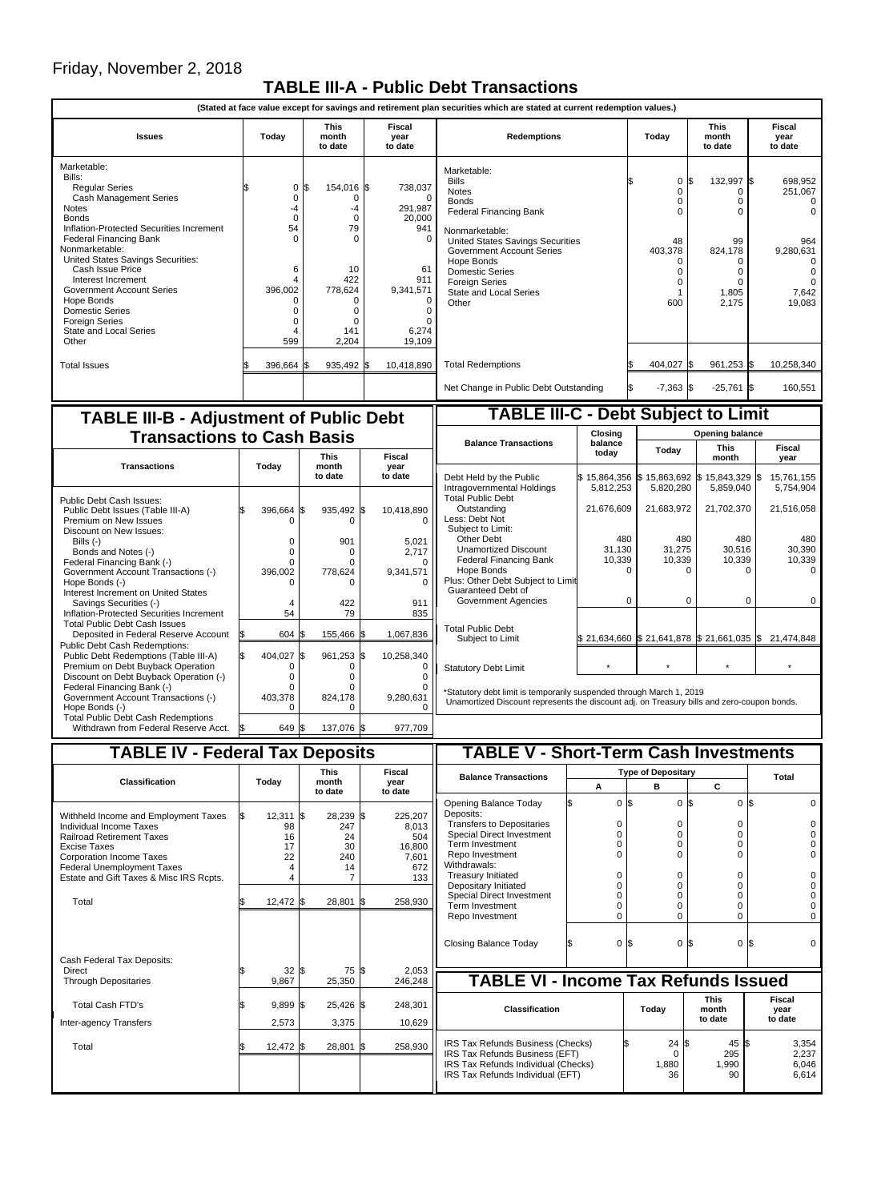Friday, November 2, 2018

# TABLE III-A - Public Debt Transactions

(Stated at face value except for savings and retirement plan securities which are stated at current redemption values.)

| Issues | Today | This month to date | Fiscal year to date |
|---|---|---|---|
| Marketable: | | | |
| Bills: | | | |
| Regular Series | $ 0 | $ 154,016 | $ 738,037 |
| Cash Management Series | 0 | 0 | 0 |
| Notes | -4 | -4 | 291,987 |
| Bonds | 0 | 0 | 20,000 |
| Inflation-Protected Securities Increment | 54 | 79 | 941 |
| Federal Financing Bank | 0 | 0 | 0 |
| Nonmarketable: | | | |
| United States Savings Securities: | | | |
| Cash Issue Price | 6 | 10 | 61 |
| Interest Increment | 4 | 422 | 911 |
| Government Account Series | 396,002 | 778,624 | 9,341,571 |
| Hope Bonds | 0 | 0 | 0 |
| Domestic Series | 0 | 0 | 0 |
| Foreign Series | 0 | 0 | 0 |
| State and Local Series | 4 | 141 | 6,274 |
| Other | 599 | 2,204 | 19,109 |
| Total Issues | $ 396,664 | $ 935,492 | $ 10,418,890 |

| Redemptions | Today | This month to date | Fiscal year to date |
|---|---|---|---|
| Marketable: | | | |
| Bills | $ 0 | $ 132,997 | $ 698,952 |
| Notes | 0 | 0 | 251,067 |
| Bonds | 0 | 0 | 0 |
| Federal Financing Bank | 0 | 0 | 0 |
| Nonmarketable: | | | |
| United States Savings Securities | 48 | 99 | 964 |
| Government Account Series | 403,378 | 824,178 | 9,280,631 |
| Hope Bonds | 0 | 0 | 0 |
| Domestic Series | 0 | 0 | 0 |
| Foreign Series | 0 | 0 | 0 |
| State and Local Series | 1 | 1,805 | 7,642 |
| Other | 600 | 2,175 | 19,083 |
| Total Redemptions | $ 404,027 | $ 961,253 | $ 10,258,340 |
| Net Change in Public Debt Outstanding | $ -7,363 | $ -25,761 | $ 160,551 |

# TABLE III-B - Adjustment of Public Debt Transactions to Cash Basis

| Transactions | Today | This month to date | Fiscal year to date |
|---|---|---|---|
| Public Debt Cash Issues: | | | |
| Public Debt Issues (Table III-A) | $ 396,664 | $ 935,492 | $ 10,418,890 |
| Premium on New Issues | 0 | 0 | 0 |
| Discount on New Issues: | | | |
| Bills (-) | 0 | 901 | 5,021 |
| Bonds and Notes (-) | 0 | 0 | 2,717 |
| Federal Financing Bank (-) | 0 | 0 | 0 |
| Government Account Transactions (-) | 396,002 | 778,624 | 9,341,571 |
| Hope Bonds (-) | 0 | 0 | 0 |
| Interest Increment on United States Savings Securities (-) | 4 | 422 | 911 |
| Inflation-Protected Securities Increment | 54 | 79 | 835 |
| Total Public Debt Cash Issues Deposited in Federal Reserve Account | $ 604 | $ 155,466 | $ 1,067,836 |
| Public Debt Cash Redemptions: | | | |
| Public Debt Redemptions (Table III-A) | $ 404,027 | $ 961,253 | $ 10,258,340 |
| Premium on Debt Buyback Operation | 0 | 0 | 0 |
| Discount on Debt Buyback Operation (-) | 0 | 0 | 0 |
| Federal Financing Bank (-) | 0 | 0 | 0 |
| Government Account Transactions (-) | 403,378 | 824,178 | 9,280,631 |
| Hope Bonds (-) | 0 | 0 | 0 |
| Total Public Debt Cash Redemptions Withdrawn from Federal Reserve Acct. | $ 649 | $ 137,076 | $ 977,709 |

# TABLE III-C - Debt Subject to Limit

| Balance Transactions | Closing balance today | Opening balance Today | Opening balance This month | Opening balance Fiscal year |
|---|---|---|---|---|
| Debt Held by the Public | $ 15,864,356 | $ 15,863,692 | $ 15,843,329 | $ 15,761,155 |
| Intragovernmental Holdings | 5,812,253 | 5,820,280 | 5,859,040 | 5,754,904 |
| Total Public Debt Outstanding | 21,676,609 | 21,683,972 | 21,702,370 | 21,516,058 |
| Less: Debt Not Subject to Limit: | | | | |
| Other Debt | 480 | 480 | 480 | 480 |
| Unamortized Discount | 31,130 | 31,275 | 30,516 | 30,390 |
| Federal Financing Bank | 10,339 | 10,339 | 10,339 | 10,339 |
| Hope Bonds | 0 | 0 | 0 | 0 |
| Plus: Other Debt Subject to Limit | | | | |
| Guaranteed Debt of Government Agencies | 0 | 0 | 0 | 0 |
| Total Public Debt Subject to Limit | $ 21,634,660 | $ 21,641,878 | $ 21,661,035 | $ 21,474,848 |
| Statutory Debt Limit | * | * | * | * |

*Statutory debt limit is temporarily suspended through March 1, 2019
Unamortized Discount represents the discount adj. on Treasury bills and zero-coupon bonds.

# TABLE IV - Federal Tax Deposits

| Classification | Today | This month to date | Fiscal year to date |
|---|---|---|---|
| Withheld Income and Employment Taxes | $ 12,311 | $ 28,239 | $ 225,207 |
| Individual Income Taxes | 98 | 247 | 8,013 |
| Railroad Retirement Taxes | 16 | 24 | 504 |
| Excise Taxes | 17 | 30 | 16,800 |
| Corporation Income Taxes | 22 | 240 | 7,601 |
| Federal Unemployment Taxes | 4 | 14 | 672 |
| Estate and Gift Taxes & Misc IRS Rcpts. | 4 | 7 | 133 |
| Total | $ 12,472 | $ 28,801 | $ 258,930 |
| Cash Federal Tax Deposits: | | | |
| Direct | $ 32 | $ 75 | $ 2,053 |
| Through Depositaries | 9,867 | 25,350 | 246,248 |
| Total Cash FTD's | $ 9,899 | $ 25,426 | $ 248,301 |
| Inter-agency Transfers | 2,573 | 3,375 | 10,629 |
| Total | $ 12,472 | $ 28,801 | $ 258,930 |

# TABLE V - Short-Term Cash Investments

| Balance Transactions | Type of Depositary A | Type of Depositary B | Type of Depositary C | Total |
|---|---|---|---|---|
| Opening Balance Today | $ 0 | $ 0 | $ 0 | $ 0 |
| Deposits: | | | | |
| Transfers to Depositaries | 0 | 0 | 0 | 0 |
| Special Direct Investment | 0 | 0 | 0 | 0 |
| Term Investment | 0 | 0 | 0 | 0 |
| Repo Investment | 0 | 0 | 0 | 0 |
| Withdrawals: | | | | |
| Treasury Initiated | 0 | 0 | 0 | 0 |
| Depositary Initiated | 0 | 0 | 0 | 0 |
| Special Direct Investment | 0 | 0 | 0 | 0 |
| Term Investment | 0 | 0 | 0 | 0 |
| Repo Investment | 0 | 0 | 0 | 0 |
| Closing Balance Today | $ 0 | $ 0 | $ 0 | $ 0 |

# TABLE VI - Income Tax Refunds Issued

| Classification | Today | This month to date | Fiscal year to date |
|---|---|---|---|
| IRS Tax Refunds Business (Checks) | $ 24 | $ 45 | $ 3,354 |
| IRS Tax Refunds Business (EFT) | 0 | 295 | 2,237 |
| IRS Tax Refunds Individual (Checks) | 1,880 | 1,990 | 6,046 |
| IRS Tax Refunds Individual (EFT) | 36 | 90 | 6,614 |